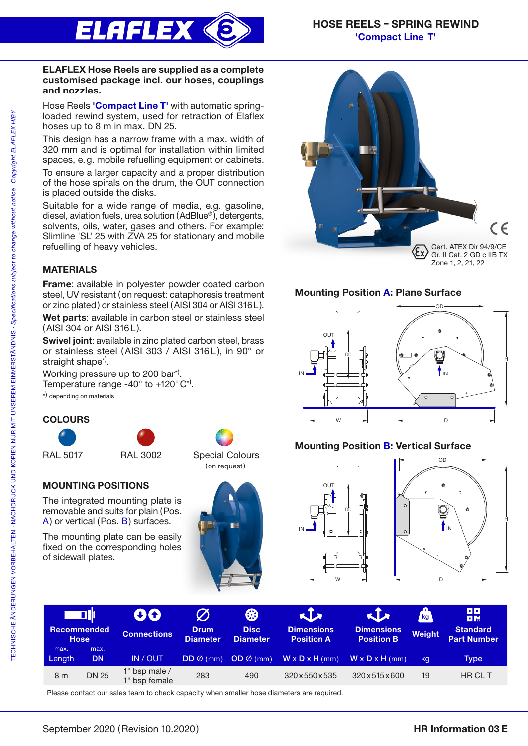# HOSE REELS – SPRING REWIND

## 'Compact Line T'

**ELAFLEX Hose Reels are supplied as a complete customised package incl. our hoses, couplings and nozzles.**

Hose Reels **'Compact Line T'** with automatic spring-loaded rewind system, used for retraction of Elaflex hoses up to 8 m in max. DN 25.

This design has a narrow frame with a max. width of 320 mm and is optimal for installation within limited spaces, e. g. mobile refuelling equipment or cabinets.

To ensure a larger capacity and a proper distribution of the hose spirals on the drum, the OUT connection is placed outside the disks.

Suitable for a wide range of media, e.g. gasoline, diesel, aviation fuels, urea solution (AdBlue®), detergents, solvents, oils, water, gases and others. For example: Slimline 'SL' 25 with ZVA 25 for stationary and mobile refuelling of heavy vehicles.

CE

Cert. ATEX Dir 94/9/CE
Gr. II Cat. 2 GD c IIB TX
Zone 1, 2, 21, 22

### MATERIALS

**Frame**: available in polyester powder coated carbon steel, UV resistant (on request: cataphoresis treatment or zinc plated) or stainless steel (AISI 304 or AISI 316 L).

**Wet parts**: available in carbon steel or stainless steel (AISI 304 or AISI 316 L).

**Swivel joint**: available in zinc plated carbon steel, brass or stainless steel (AISI 303 / AISI 316 L), in 90° or straight shape*).

Working pressure up to 200 bar*).
Temperature range -40° to +120° C*).

*) depending on materials

### COLOURS

RAL 5017 | RAL 3002 | Special Colours (on request)

### MOUNTING POSITIONS

The integrated mounting plate is removable and suits for plain (Pos. A) or vertical (Pos. B) surfaces.

The mounting plate can be easily fixed on the corresponding holes of sidewall plates.

### Mounting Position A: Plane Surface

### Mounting Position B: Vertical Surface

| Recommended Hose max. Length | max. DN | Connections IN / OUT | Drum Diameter DD Ø (mm) | Disc Diameter OD Ø (mm) | Dimensions Position A W x D x H (mm) | Dimensions Position B W x D x H (mm) | Weight kg | Standard Part Number Type |
|---|---|---|---|---|---|---|---|---|
| 8 m | DN 25 | 1" bsp male / 1" bsp female | 283 | 490 | 320 x 550 x 535 | 320 x 515 x 600 | 19 | HR CL T |

Please contact our sales team to check capacity when smaller hose diameters are required.

September 2020 (Revision 10.2020) — **HR Information 03 E**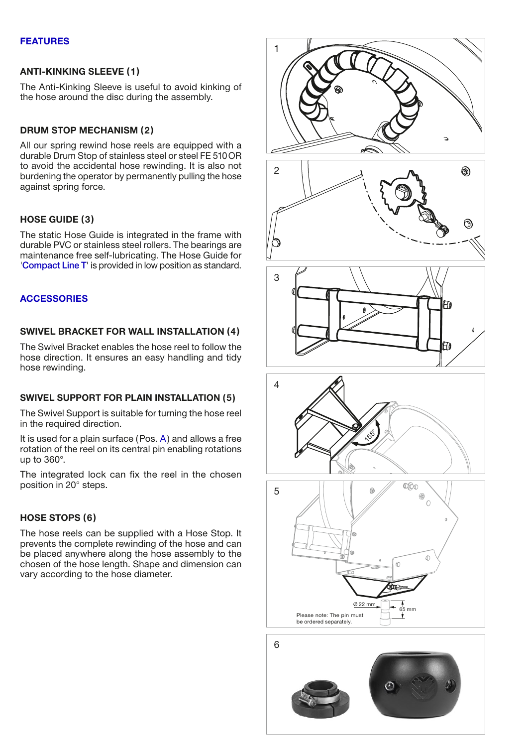## FEATURES

### ANTI-KINKING SLEEVE (1)

The Anti-Kinking Sleeve is useful to avoid kinking of the hose around the disc during the assembly.

### DRUM STOP MECHANISM (2)

All our spring rewind hose reels are equipped with a durable Drum Stop of stainless steel or steel FE 510 OR to avoid the accidental hose rewinding. It is also not burdening the operator by permanently pulling the hose against spring force.

### HOSE GUIDE (3)

The static Hose Guide is integrated in the frame with durable PVC or stainless steel rollers. The bearings are maintenance free self-lubricating. The Hose Guide for 'Compact Line T' is provided in low position as standard.

## ACCESSORIES

### SWIVEL BRACKET FOR WALL INSTALLATION (4)

The Swivel Bracket enables the hose reel to follow the hose direction. It ensures an easy handling and tidy hose rewinding.

### SWIVEL SUPPORT FOR PLAIN INSTALLATION (5)

The Swivel Support is suitable for turning the hose reel in the required direction.

It is used for a plain surface (Pos. A) and allows a free rotation of the reel on its central pin enabling rotations up to 360°.

The integrated lock can fix the reel in the chosen position in 20° steps.

### HOSE STOPS (6)

The hose reels can be supplied with a Hose Stop. It prevents the complete rewinding of the hose and can be placed anywhere along the hose assembly to the chosen of the hose length. Shape and dimension can vary according to the hose diameter.

1

2

3

4

155°

5

Ø 22 mm

65 mm

Please note: The pin must be ordered separately.

6